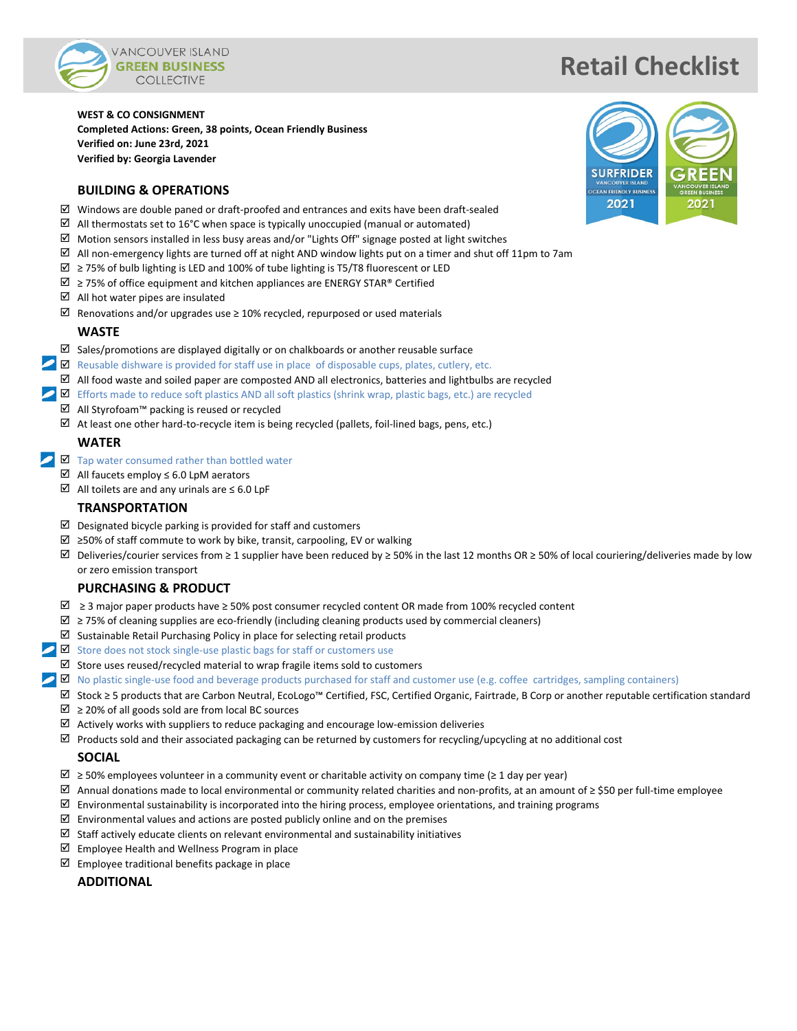VANCOUVER ISLAND
GREEN BUSINESS
COLLECTIVE

# Retail Checklist

**WEST & CO CONSIGNMENT**
**Completed Actions: Green, 38 points, Ocean Friendly Business**
**Verified on: June 23rd, 2021**
**Verified by: Georgia Lavender**

SURFRIDER VANCOUVER ISLAND OCEAN FRIENDLY BUSINESS 2021

GREEN VANCOUVER ISLAND GREEN BUSINESS 2021

## BUILDING & OPERATIONS

- ☑ Windows are double paned or draft-proofed and entrances and exits have been draft-sealed
- ☑ All thermostats set to 16°C when space is typically unoccupied (manual or automated)
- ☑ Motion sensors installed in less busy areas and/or "Lights Off" signage posted at light switches
- ☑ All non-emergency lights are turned off at night AND window lights put on a timer and shut off 11pm to 7am
- ☑ ≥ 75% of bulb lighting is LED and 100% of tube lighting is T5/T8 fluorescent or LED
- ☑ ≥ 75% of office equipment and kitchen appliances are ENERGY STAR® Certified
- ☑ All hot water pipes are insulated
- ☑ Renovations and/or upgrades use ≥ 10% recycled, repurposed or used materials

## WASTE

- ☑ Sales/promotions are displayed digitally or on chalkboards or another reusable surface
- ☑ Reusable dishware is provided for staff use in place of disposable cups, plates, cutlery, etc.
- ☑ All food waste and soiled paper are composted AND all electronics, batteries and lightbulbs are recycled
- ☑ Efforts made to reduce soft plastics AND all soft plastics (shrink wrap, plastic bags, etc.) are recycled
- ☑ All Styrofoam™ packing is reused or recycled
- ☑ At least one other hard-to-recycle item is being recycled (pallets, foil-lined bags, pens, etc.)

## WATER

- ☑ Tap water consumed rather than bottled water
- ☑ All faucets employ ≤ 6.0 LpM aerators
- ☑ All toilets are and any urinals are ≤ 6.0 LpF

## TRANSPORTATION

- ☑ Designated bicycle parking is provided for staff and customers
- ☑ ≥50% of staff commute to work by bike, transit, carpooling, EV or walking
- ☑ Deliveries/courier services from ≥ 1 supplier have been reduced by ≥ 50% in the last 12 months OR ≥ 50% of local couriering/deliveries made by low or zero emission transport

## PURCHASING & PRODUCT

- ☑ ≥ 3 major paper products have ≥ 50% post consumer recycled content OR made from 100% recycled content
- ☑ ≥ 75% of cleaning supplies are eco-friendly (including cleaning products used by commercial cleaners)
- ☑ Sustainable Retail Purchasing Policy in place for selecting retail products
- ☑ Store does not stock single-use plastic bags for staff or customers use
- ☑ Store uses reused/recycled material to wrap fragile items sold to customers
- ☑ No plastic single-use food and beverage products purchased for staff and customer use (e.g. coffee cartridges, sampling containers)
- ☑ Stock ≥ 5 products that are Carbon Neutral, EcoLogo™ Certified, FSC, Certified Organic, Fairtrade, B Corp or another reputable certification standard
- ☑ ≥ 20% of all goods sold are from local BC sources
- ☑ Actively works with suppliers to reduce packaging and encourage low-emission deliveries
- ☑ Products sold and their associated packaging can be returned by customers for recycling/upcycling at no additional cost

## SOCIAL

- ☑ ≥ 50% employees volunteer in a community event or charitable activity on company time (≥ 1 day per year)
- ☑ Annual donations made to local environmental or community related charities and non-profits, at an amount of ≥ $50 per full-time employee
- ☑ Environmental sustainability is incorporated into the hiring process, employee orientations, and training programs
- ☑ Environmental values and actions are posted publicly online and on the premises
- ☑ Staff actively educate clients on relevant environmental and sustainability initiatives
- ☑ Employee Health and Wellness Program in place
- ☑ Employee traditional benefits package in place

## ADDITIONAL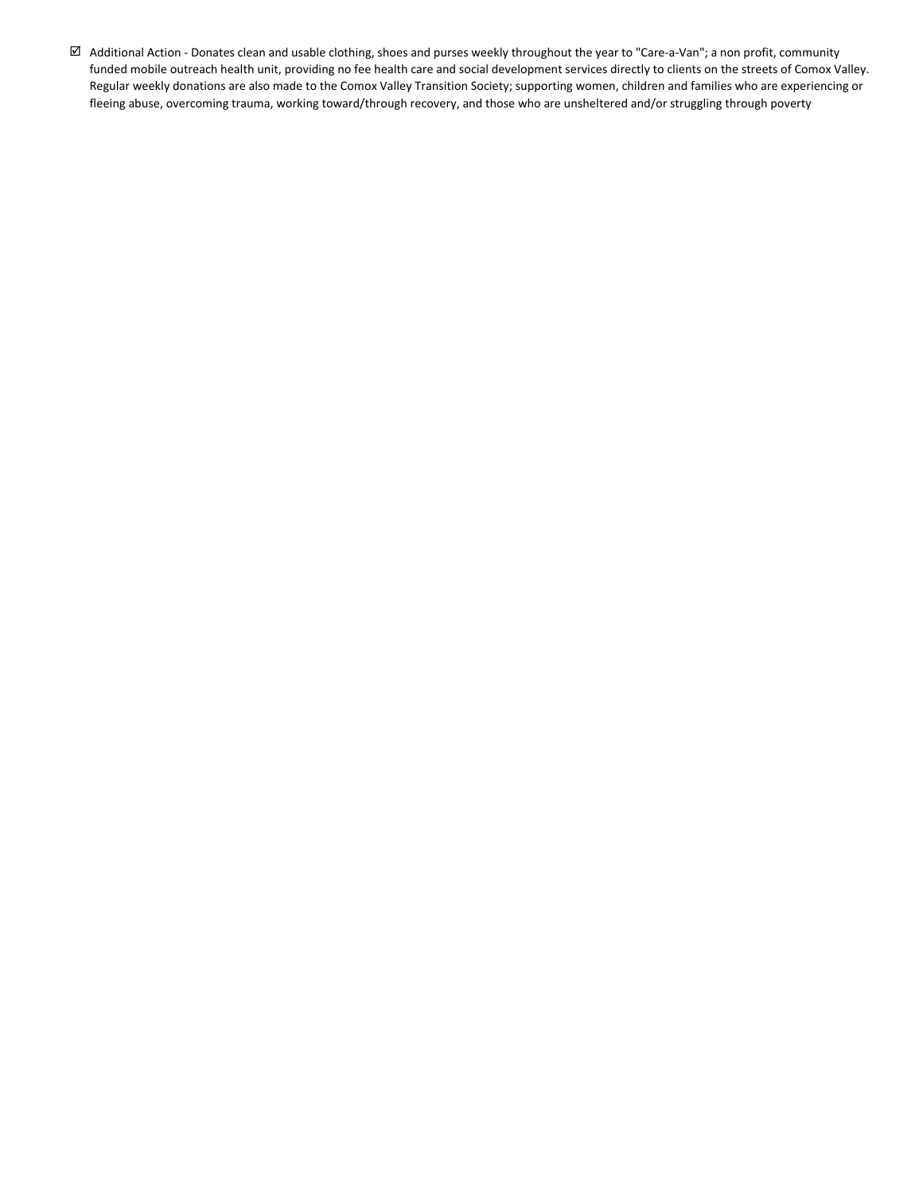- ☑ Additional Action - Donates clean and usable clothing, shoes and purses weekly throughout the year to "Care-a-Van"; a non profit, community funded mobile outreach health unit, providing no fee health care and social development services directly to clients on the streets of Comox Valley. Regular weekly donations are also made to the Comox Valley Transition Society; supporting women, children and families who are experiencing or fleeing abuse, overcoming trauma, working toward/through recovery, and those who are unsheltered and/or struggling through poverty